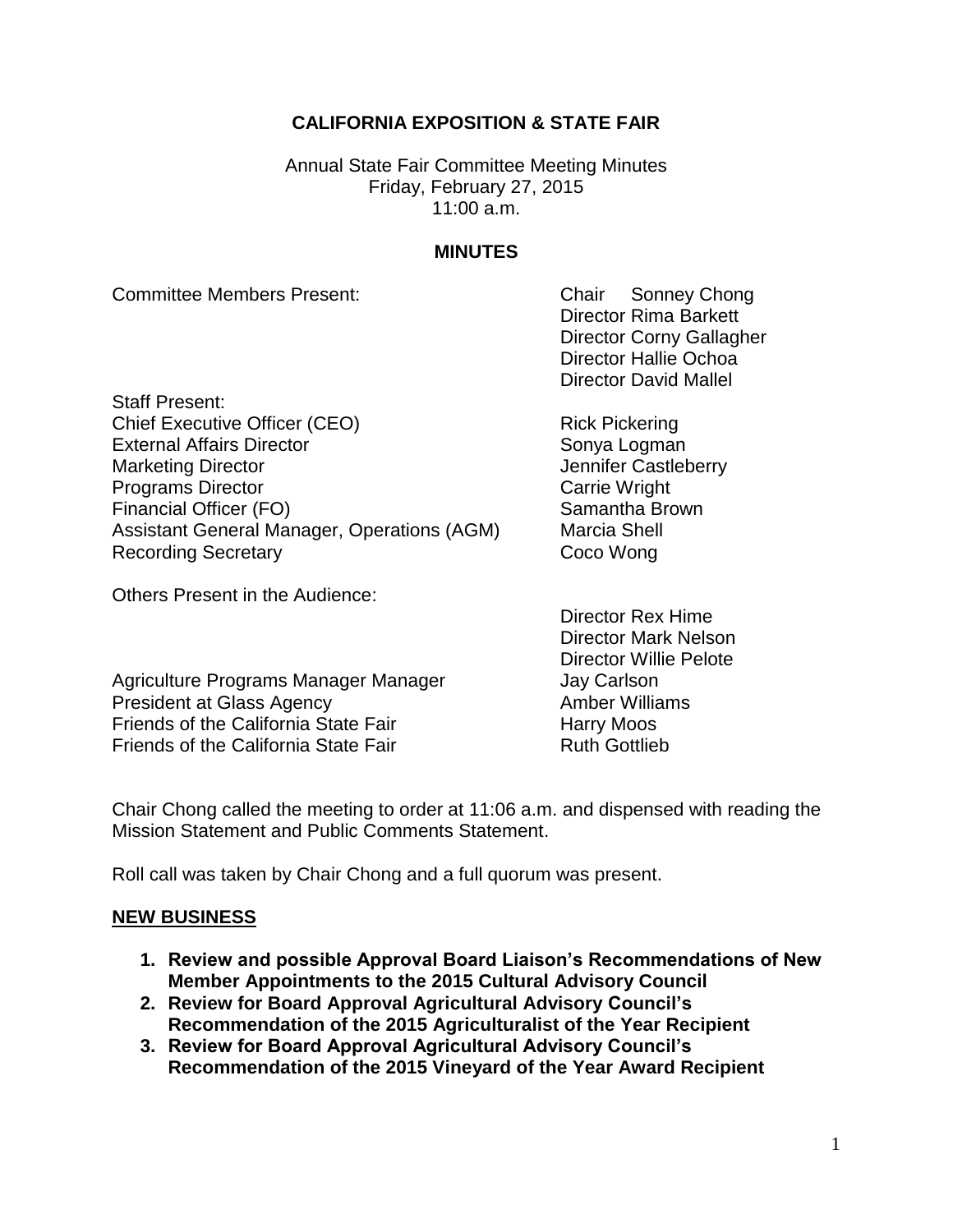**CALIFORNIA EXPOSITION & STATE FAIR**

Annual State Fair Committee Meeting Minutes
Friday, February 27, 2015
11:00 a.m.

**MINUTES**

| | |
|---|---|
| Committee Members Present: | Chair Sonney Chong |
| | Director Rima Barkett |
| | Director Corny Gallagher |
| | Director Hallie Ochoa |
| | Director David Mallel |
| Staff Present: | |
| Chief Executive Officer (CEO) | Rick Pickering |
| External Affairs Director | Sonya Logman |
| Marketing Director | Jennifer Castleberry |
| Programs Director | Carrie Wright |
| Financial Officer (FO) | Samantha Brown |
| Assistant General Manager, Operations (AGM) | Marcia Shell |
| Recording Secretary | Coco Wong |
| Others Present in the Audience: | |
| | Director Rex Hime |
| | Director Mark Nelson |
| | Director Willie Pelote |
| Agriculture Programs Manager Manager | Jay Carlson |
| President at Glass Agency | Amber Williams |
| Friends of the California State Fair | Harry Moos |
| Friends of the California State Fair | Ruth Gottlieb |

Chair Chong called the meeting to order at 11:06 a.m. and dispensed with reading the Mission Statement and Public Comments Statement.

Roll call was taken by Chair Chong and a full quorum was present.

## NEW BUSINESS

1. **Review and possible Approval Board Liaison's Recommendations of New Member Appointments to the 2015 Cultural Advisory Council**
2. **Review for Board Approval Agricultural Advisory Council's Recommendation of the 2015 Agriculturalist of the Year Recipient**
3. **Review for Board Approval Agricultural Advisory Council's Recommendation of the 2015 Vineyard of the Year Award Recipient**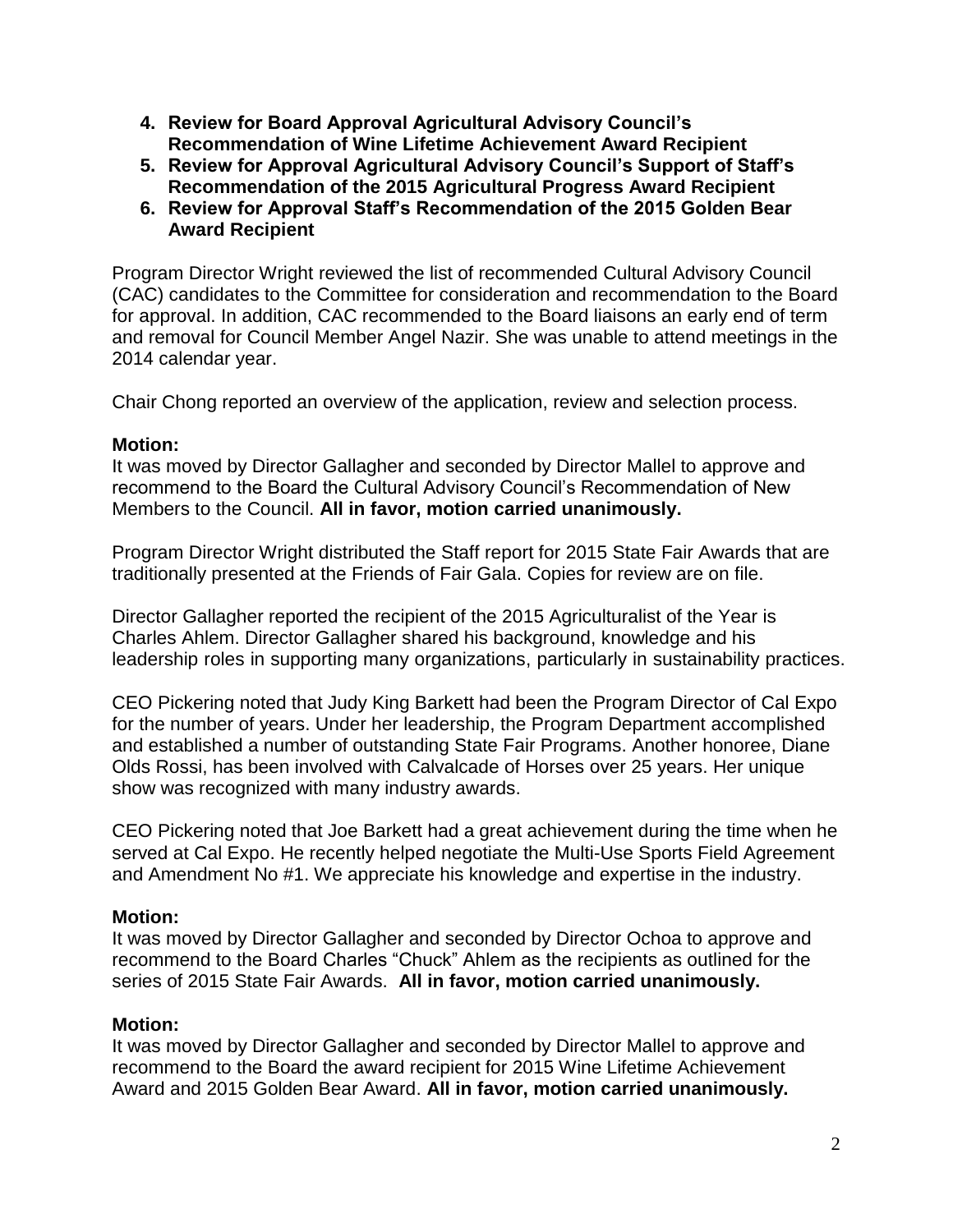4. **Review for Board Approval Agricultural Advisory Council's Recommendation of Wine Lifetime Achievement Award Recipient**
5. **Review for Approval Agricultural Advisory Council's Support of Staff's Recommendation of the 2015 Agricultural Progress Award Recipient**
6. **Review for Approval Staff's Recommendation of the 2015 Golden Bear Award Recipient**

Program Director Wright reviewed the list of recommended Cultural Advisory Council (CAC) candidates to the Committee for consideration and recommendation to the Board for approval. In addition, CAC recommended to the Board liaisons an early end of term and removal for Council Member Angel Nazir. She was unable to attend meetings in the 2014 calendar year.

Chair Chong reported an overview of the application, review and selection process.

**Motion:**
It was moved by Director Gallagher and seconded by Director Mallel to approve and recommend to the Board the Cultural Advisory Council's Recommendation of New Members to the Council. **All in favor, motion carried unanimously.**

Program Director Wright distributed the Staff report for 2015 State Fair Awards that are traditionally presented at the Friends of Fair Gala. Copies for review are on file.

Director Gallagher reported the recipient of the 2015 Agriculturalist of the Year is Charles Ahlem. Director Gallagher shared his background, knowledge and his leadership roles in supporting many organizations, particularly in sustainability practices.

CEO Pickering noted that Judy King Barkett had been the Program Director of Cal Expo for the number of years. Under her leadership, the Program Department accomplished and established a number of outstanding State Fair Programs. Another honoree, Diane Olds Rossi, has been involved with Calvalcade of Horses over 25 years. Her unique show was recognized with many industry awards.

CEO Pickering noted that Joe Barkett had a great achievement during the time when he served at Cal Expo. He recently helped negotiate the Multi-Use Sports Field Agreement and Amendment No #1. We appreciate his knowledge and expertise in the industry.

**Motion:**
It was moved by Director Gallagher and seconded by Director Ochoa to approve and recommend to the Board Charles "Chuck" Ahlem as the recipients as outlined for the series of 2015 State Fair Awards. **All in favor, motion carried unanimously.**

**Motion:**
It was moved by Director Gallagher and seconded by Director Mallel to approve and recommend to the Board the award recipient for 2015 Wine Lifetime Achievement Award and 2015 Golden Bear Award. **All in favor, motion carried unanimously.**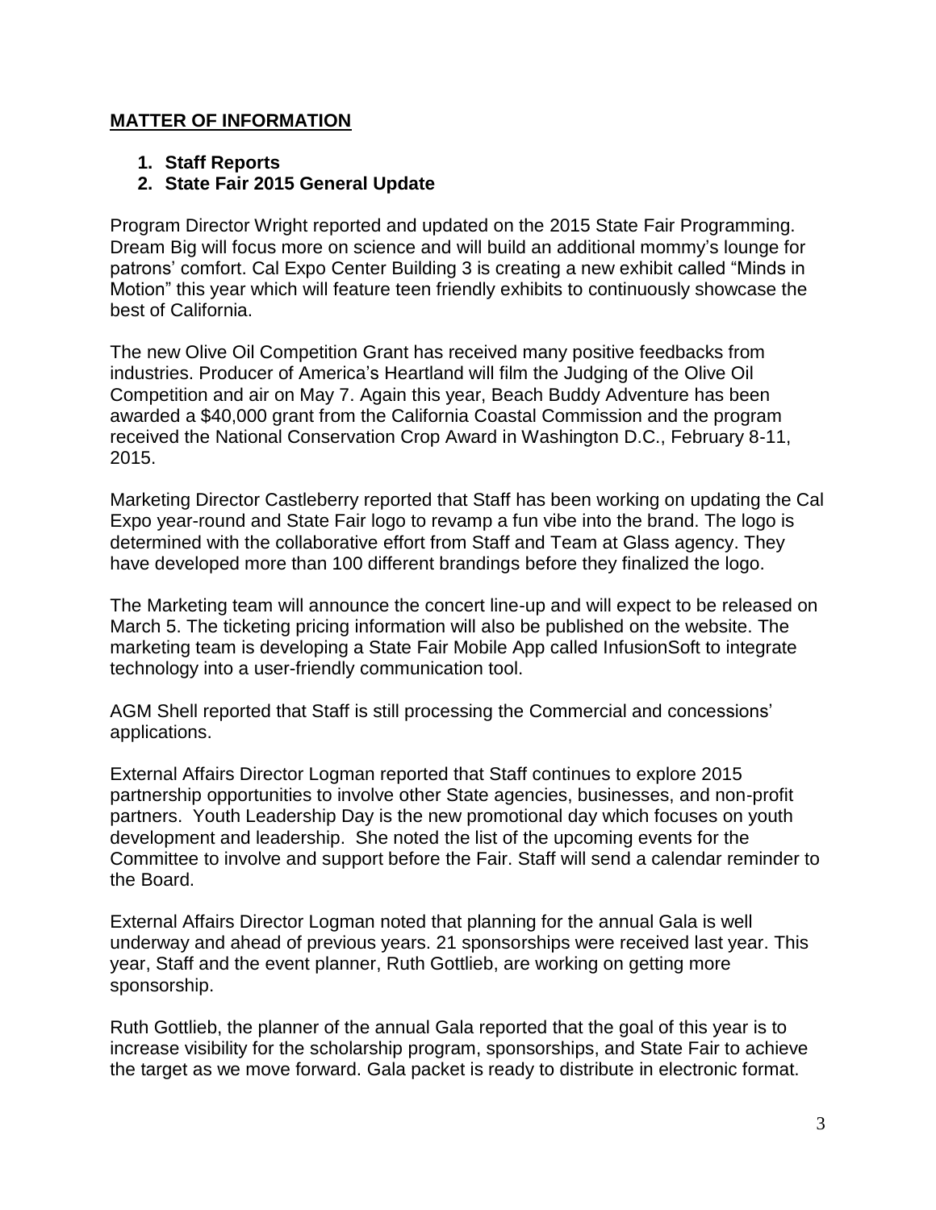## **MATTER OF INFORMATION**

1. **Staff Reports**
2. **State Fair 2015 General Update**

Program Director Wright reported and updated on the 2015 State Fair Programming. Dream Big will focus more on science and will build an additional mommy's lounge for patrons' comfort. Cal Expo Center Building 3 is creating a new exhibit called "Minds in Motion" this year which will feature teen friendly exhibits to continuously showcase the best of California.

The new Olive Oil Competition Grant has received many positive feedbacks from industries. Producer of America's Heartland will film the Judging of the Olive Oil Competition and air on May 7. Again this year, Beach Buddy Adventure has been awarded a $40,000 grant from the California Coastal Commission and the program received the National Conservation Crop Award in Washington D.C., February 8-11, 2015.

Marketing Director Castleberry reported that Staff has been working on updating the Cal Expo year-round and State Fair logo to revamp a fun vibe into the brand. The logo is determined with the collaborative effort from Staff and Team at Glass agency. They have developed more than 100 different brandings before they finalized the logo.

The Marketing team will announce the concert line-up and will expect to be released on March 5. The ticketing pricing information will also be published on the website. The marketing team is developing a State Fair Mobile App called InfusionSoft to integrate technology into a user-friendly communication tool.

AGM Shell reported that Staff is still processing the Commercial and concessions' applications.

External Affairs Director Logman reported that Staff continues to explore 2015 partnership opportunities to involve other State agencies, businesses, and non-profit partners. Youth Leadership Day is the new promotional day which focuses on youth development and leadership. She noted the list of the upcoming events for the Committee to involve and support before the Fair. Staff will send a calendar reminder to the Board.

External Affairs Director Logman noted that planning for the annual Gala is well underway and ahead of previous years. 21 sponsorships were received last year. This year, Staff and the event planner, Ruth Gottlieb, are working on getting more sponsorship.

Ruth Gottlieb, the planner of the annual Gala reported that the goal of this year is to increase visibility for the scholarship program, sponsorships, and State Fair to achieve the target as we move forward. Gala packet is ready to distribute in electronic format.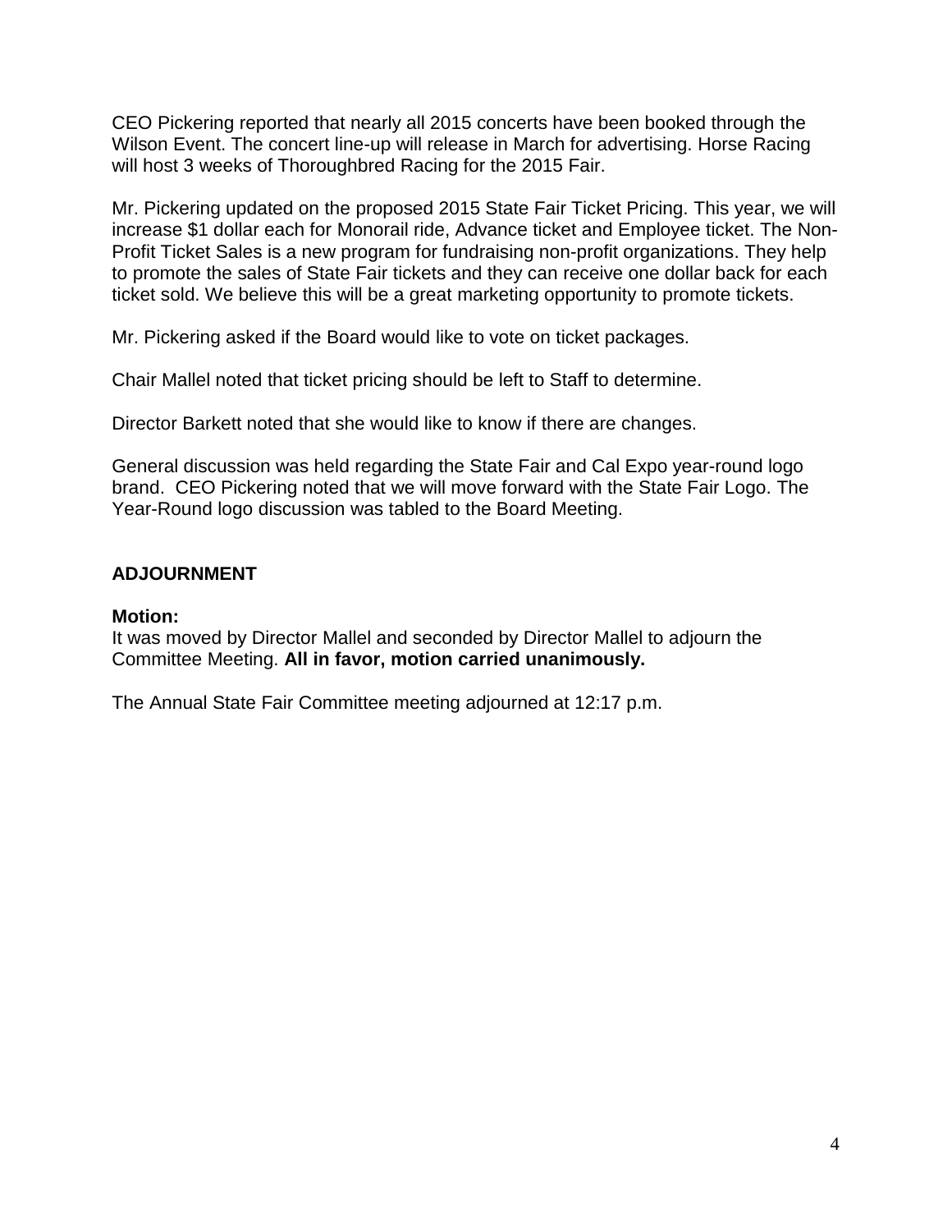CEO Pickering reported that nearly all 2015 concerts have been booked through the Wilson Event. The concert line-up will release in March for advertising. Horse Racing will host 3 weeks of Thoroughbred Racing for the 2015 Fair.

Mr. Pickering updated on the proposed 2015 State Fair Ticket Pricing. This year, we will increase $1 dollar each for Monorail ride, Advance ticket and Employee ticket. The Non-Profit Ticket Sales is a new program for fundraising non-profit organizations. They help to promote the sales of State Fair tickets and they can receive one dollar back for each ticket sold. We believe this will be a great marketing opportunity to promote tickets.

Mr. Pickering asked if the Board would like to vote on ticket packages.

Chair Mallel noted that ticket pricing should be left to Staff to determine.

Director Barkett noted that she would like to know if there are changes.

General discussion was held regarding the State Fair and Cal Expo year-round logo brand. CEO Pickering noted that we will move forward with the State Fair Logo. The Year-Round logo discussion was tabled to the Board Meeting.

## ADJOURNMENT

**Motion:**
It was moved by Director Mallel and seconded by Director Mallel to adjourn the Committee Meeting. **All in favor, motion carried unanimously.**

The Annual State Fair Committee meeting adjourned at 12:17 p.m.